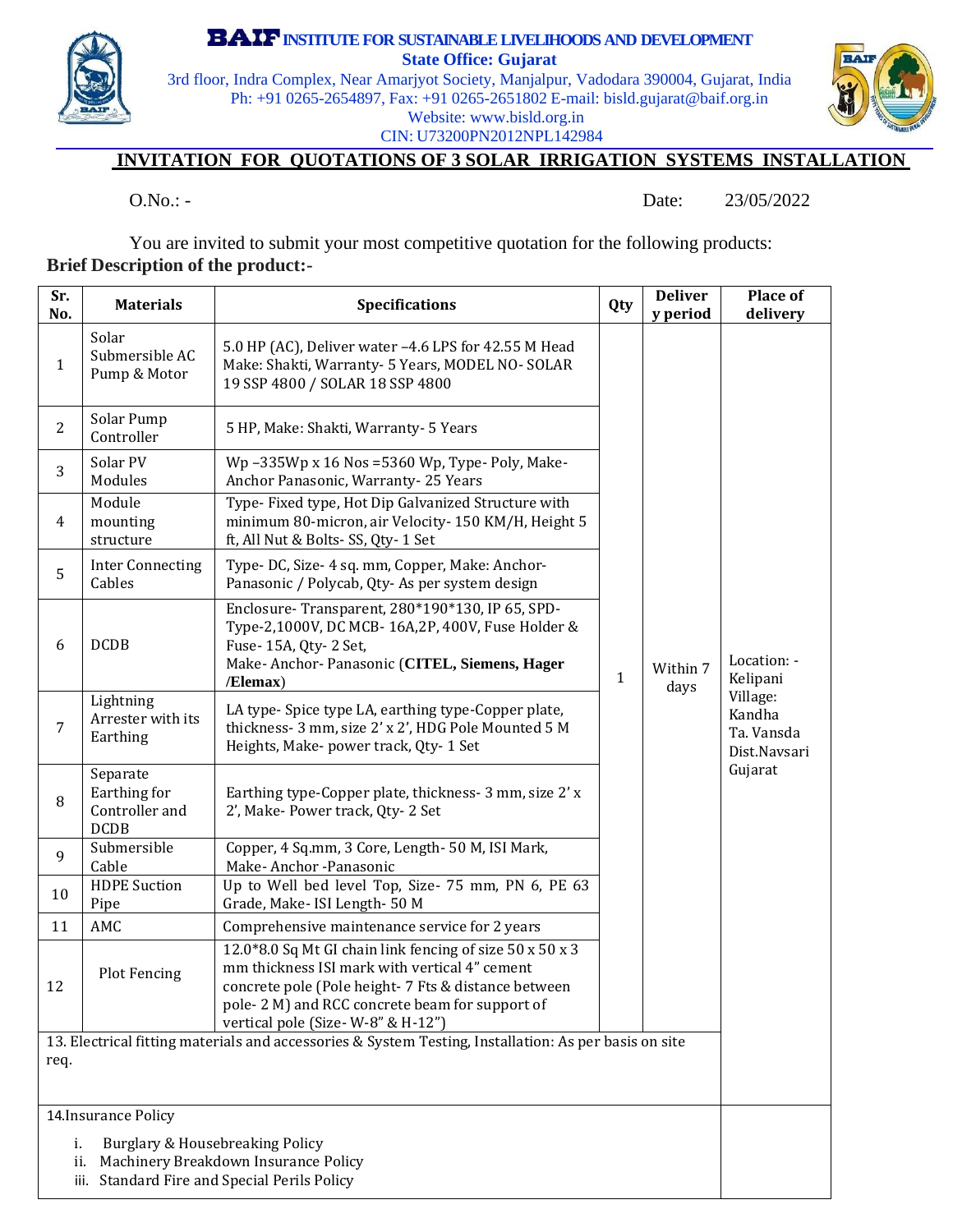**BAIF INSTITUTE FOR SUSTAINABLE LIVELIHOODS AND DEVELOPMENT**
**State Office: Gujarat**
3rd floor, Indra Complex, Near Amarjyot Society, Manjalpur, Vadodara 390004, Gujarat, India
Ph: +91 0265-2654897, Fax: +91 0265-2651802 E-mail: bisld.gujarat@baif.org.in
Website: www.bisld.org.in
CIN: U73200PN2012NPL142984

# INVITATION FOR QUOTATIONS OF 3 SOLAR IRRIGATION SYSTEMS INSTALLATION

O.No.: -  Date: 23/05/2022

You are invited to submit your most competitive quotation for the following products:

**Brief Description of the product:-**

| Sr. No. | Materials | Specifications | Qty | Delivery period | Place of delivery |
|---|---|---|---|---|---|
| 1 | Solar Submersible AC Pump & Motor | 5.0 HP (AC), Deliver water –4.6 LPS for 42.55 M Head Make: Shakti, Warranty- 5 Years, MODEL NO- SOLAR 19 SSP 4800 / SOLAR 18 SSP 4800 | 1 | Within 7 days | Location: - Kelipani Village: Kandha Ta. Vansda Dist.Navsari Gujarat |
| 2 | Solar Pump Controller | 5 HP, Make: Shakti, Warranty- 5 Years | | | |
| 3 | Solar PV Modules | Wp –335Wp x 16 Nos =5360 Wp, Type- Poly, Make- Anchor Panasonic, Warranty- 25 Years | | | |
| 4 | Module mounting structure | Type- Fixed type, Hot Dip Galvanized Structure with minimum 80-micron, air Velocity- 150 KM/H, Height 5 ft, All Nut & Bolts- SS, Qty- 1 Set | | | |
| 5 | Inter Connecting Cables | Type- DC, Size- 4 sq. mm, Copper, Make: Anchor-Panasonic / Polycab, Qty- As per system design | | | |
| 6 | DCDB | Enclosure- Transparent, 280*190*130, IP 65, SPD- Type-2,1000V, DC MCB- 16A,2P, 400V, Fuse Holder & Fuse- 15A, Qty- 2 Set, Make- Anchor- Panasonic (**CITEL, Siemens, Hager /Elemax**) | | | |
| 7 | Lightning Arrester with its Earthing | LA type- Spice type LA, earthing type-Copper plate, thickness- 3 mm, size 2' x 2', HDG Pole Mounted 5 M Heights, Make- power track, Qty- 1 Set | | | |
| 8 | Separate Earthing for Controller and DCDB | Earthing type-Copper plate, thickness- 3 mm, size 2' x 2', Make- Power track, Qty- 2 Set | | | |
| 9 | Submersible Cable | Copper, 4 Sq.mm, 3 Core, Length- 50 M, ISI Mark, Make- Anchor -Panasonic | | | |
| 10 | HDPE Suction Pipe | Up to Well bed level Top, Size- 75 mm, PN 6, PE 63 Grade, Make- ISI Length- 50 M | | | |
| 11 | AMC | Comprehensive maintenance service for 2 years | | | |
| 12 | Plot Fencing | 12.0*8.0 Sq Mt GI chain link fencing of size 50 x 50 x 3 mm thickness ISI mark with vertical 4" cement concrete pole (Pole height- 7 Fts & distance between pole- 2 M) and RCC concrete beam for support of vertical pole (Size- W-8" & H-12") | | | |
| 13. Electrical fitting materials and accessories & System Testing, Installation: As per basis on site req. | | | | | |
| 14. Insurance Policy<br>i. Burglary & Housebreaking Policy<br>ii. Machinery Breakdown Insurance Policy<br>iii. Standard Fire and Special Perils Policy | | | | | |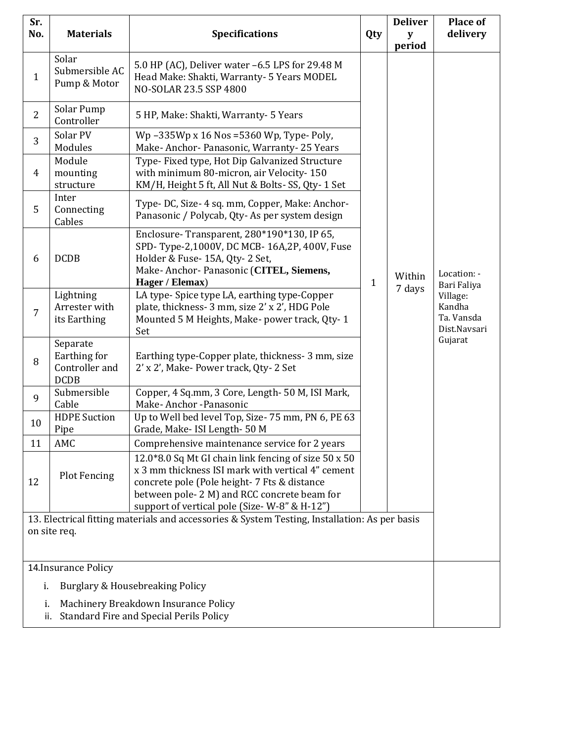| Sr. No. | Materials | Specifications | Qty | Delivery period | Place of delivery |
|---|---|---|---|---|---|
| 1 | Solar Submersible AC Pump & Motor | 5.0 HP (AC), Deliver water –6.5 LPS for 29.48 M Head Make: Shakti, Warranty- 5 Years MODEL NO-SOLAR 23.5 SSP 4800 | 1 | Within 7 days | Location: - Bari Faliya Village: Kandha Ta. Vansda Dist.Navsari Gujarat |
| 2 | Solar Pump Controller | 5 HP, Make: Shakti, Warranty- 5 Years | | | |
| 3 | Solar PV Modules | Wp –335Wp x 16 Nos =5360 Wp, Type- Poly, Make- Anchor- Panasonic, Warranty- 25 Years | | | |
| 4 | Module mounting structure | Type- Fixed type, Hot Dip Galvanized Structure with minimum 80-micron, air Velocity- 150 KM/H, Height 5 ft, All Nut & Bolts- SS, Qty- 1 Set | | | |
| 5 | Inter Connecting Cables | Type- DC, Size- 4 sq. mm, Copper, Make: Anchor-Panasonic / Polycab, Qty- As per system design | | | |
| 6 | DCDB | Enclosure- Transparent, 280*190*130, IP 65, SPD- Type-2,1000V, DC MCB- 16A,2P, 400V, Fuse Holder & Fuse- 15A, Qty- 2 Set, Make- Anchor- Panasonic (**CITEL, Siemens, Hager / Elemax**) | | | |
| 7 | Lightning Arrester with its Earthing | LA type- Spice type LA, earthing type-Copper plate, thickness- 3 mm, size 2' x 2', HDG Pole Mounted 5 M Heights, Make- power track, Qty- 1 Set | | | |
| 8 | Separate Earthing for Controller and DCDB | Earthing type-Copper plate, thickness- 3 mm, size 2' x 2', Make- Power track, Qty- 2 Set | | | |
| 9 | Submersible Cable | Copper, 4 Sq.mm, 3 Core, Length- 50 M, ISI Mark, Make- Anchor -Panasonic | | | |
| 10 | HDPE Suction Pipe | Up to Well bed level Top, Size- 75 mm, PN 6, PE 63 Grade, Make- ISI Length- 50 M | | | |
| 11 | AMC | Comprehensive maintenance service for 2 years | | | |
| 12 | Plot Fencing | 12.0*8.0 Sq Mt GI chain link fencing of size 50 x 50 x 3 mm thickness ISI mark with vertical 4" cement concrete pole (Pole height- 7 Fts & distance between pole- 2 M) and RCC concrete beam for support of vertical pole (Size- W-8" & H-12") | | | |
| 13. Electrical fitting materials and accessories & System Testing, Installation: As per basis on site req. | | | | | |
| 14.Insurance Policy<br>i. Burglary & Housebreaking Policy<br>i. Machinery Breakdown Insurance Policy<br>ii. Standard Fire and Special Perils Policy | | | | | |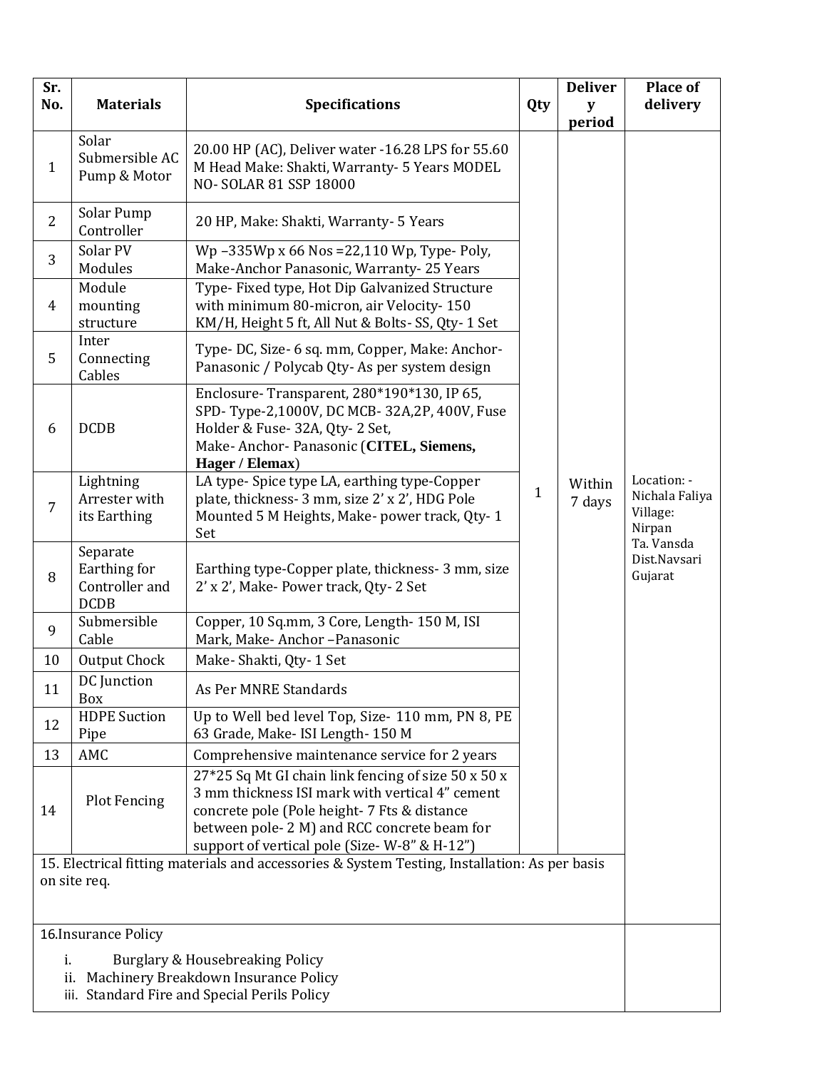| Sr. No. | Materials | Specifications | Qty | Delivery period | Place of delivery |
|---|---|---|---|---|---|
| 1 | Solar Submersible AC Pump & Motor | 20.00 HP (AC), Deliver water -16.28 LPS for 55.60 M Head Make: Shakti, Warranty- 5 Years MODEL NO- SOLAR 81 SSP 18000 | 1 | Within 7 days | Location: - Nichala Faliya Village: Nirpan Ta. Vansda Dist.Navsari Gujarat |
| 2 | Solar Pump Controller | 20 HP, Make: Shakti, Warranty- 5 Years | | | |
| 3 | Solar PV Modules | Wp –335Wp x 66 Nos =22,110 Wp, Type- Poly, Make-Anchor Panasonic, Warranty- 25 Years | | | |
| 4 | Module mounting structure | Type- Fixed type, Hot Dip Galvanized Structure with minimum 80-micron, air Velocity- 150 KM/H, Height 5 ft, All Nut & Bolts- SS, Qty- 1 Set | | | |
| 5 | Inter Connecting Cables | Type- DC, Size- 6 sq. mm, Copper, Make: Anchor-Panasonic / Polycab Qty- As per system design | | | |
| 6 | DCDB | Enclosure- Transparent, 280*190*130, IP 65, SPD- Type-2,1000V, DC MCB- 32A,2P, 400V, Fuse Holder & Fuse- 32A, Qty- 2 Set, Make- Anchor- Panasonic (**CITEL, Siemens, Hager / Elemax**) | | | |
| 7 | Lightning Arrester with its Earthing | LA type- Spice type LA, earthing type-Copper plate, thickness- 3 mm, size 2' x 2', HDG Pole Mounted 5 M Heights, Make- power track, Qty- 1 Set | | | |
| 8 | Separate Earthing for Controller and DCDB | Earthing type-Copper plate, thickness- 3 mm, size 2' x 2', Make- Power track, Qty- 2 Set | | | |
| 9 | Submersible Cable | Copper, 10 Sq.mm, 3 Core, Length- 150 M, ISI Mark, Make- Anchor –Panasonic | | | |
| 10 | Output Chock | Make- Shakti, Qty- 1 Set | | | |
| 11 | DC Junction Box | As Per MNRE Standards | | | |
| 12 | HDPE Suction Pipe | Up to Well bed level Top, Size- 110 mm, PN 8, PE 63 Grade, Make- ISI Length- 150 M | | | |
| 13 | AMC | Comprehensive maintenance service for 2 years | | | |
| 14 | Plot Fencing | 27*25 Sq Mt GI chain link fencing of size 50 x 50 x 3 mm thickness ISI mark with vertical 4" cement concrete pole (Pole height- 7 Fts & distance between pole- 2 M) and RCC concrete beam for support of vertical pole (Size- W-8" & H-12") | | | |
| 15. Electrical fitting materials and accessories & System Testing, Installation: As per basis on site req. | | | | | |
| 16.Insurance Policy<br>i. Burglary & Housebreaking Policy<br>ii. Machinery Breakdown Insurance Policy<br>iii. Standard Fire and Special Perils Policy | | | | | |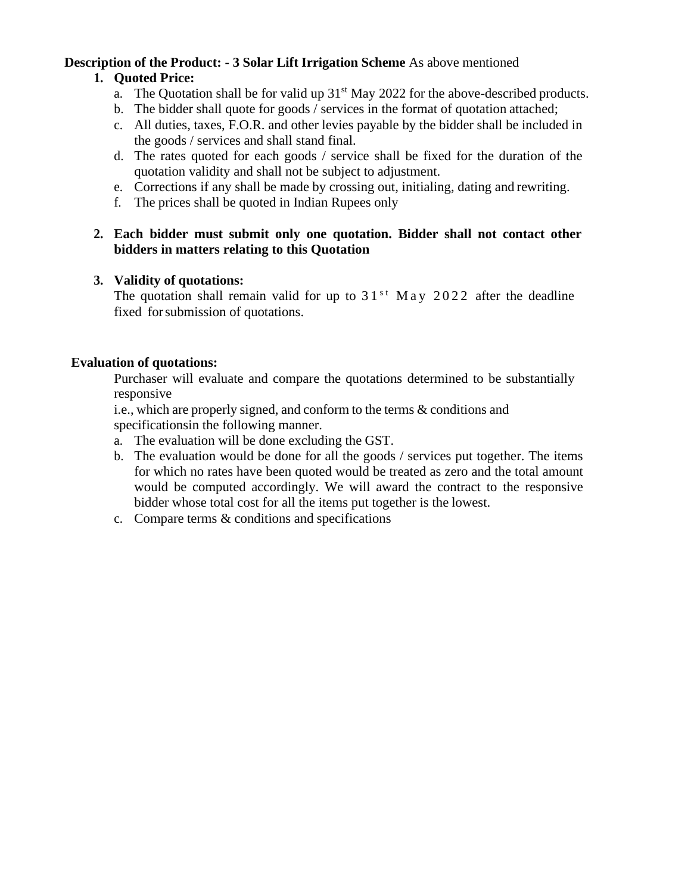**Description of the Product: - 3 Solar Lift Irrigation Scheme** As above mentioned

1. **Quoted Price:**
   a. The Quotation shall be for valid up 31st May 2022 for the above-described products.
   b. The bidder shall quote for goods / services in the format of quotation attached;
   c. All duties, taxes, F.O.R. and other levies payable by the bidder shall be included in the goods / services and shall stand final.
   d. The rates quoted for each goods / service shall be fixed for the duration of the quotation validity and shall not be subject to adjustment.
   e. Corrections if any shall be made by crossing out, initialing, dating and rewriting.
   f. The prices shall be quoted in Indian Rupees only

2. **Each bidder must submit only one quotation. Bidder shall not contact other bidders in matters relating to this Quotation**

3. **Validity of quotations:**
   The quotation shall remain valid for up to 31st May 2022 after the deadline fixed for submission of quotations.

**Evaluation of quotations:**

Purchaser will evaluate and compare the quotations determined to be substantially responsive
i.e., which are properly signed, and conform to the terms & conditions and specificationsin the following manner.

a. The evaluation will be done excluding the GST.
b. The evaluation would be done for all the goods / services put together. The items for which no rates have been quoted would be treated as zero and the total amount would be computed accordingly. We will award the contract to the responsive bidder whose total cost for all the items put together is the lowest.
c. Compare terms & conditions and specifications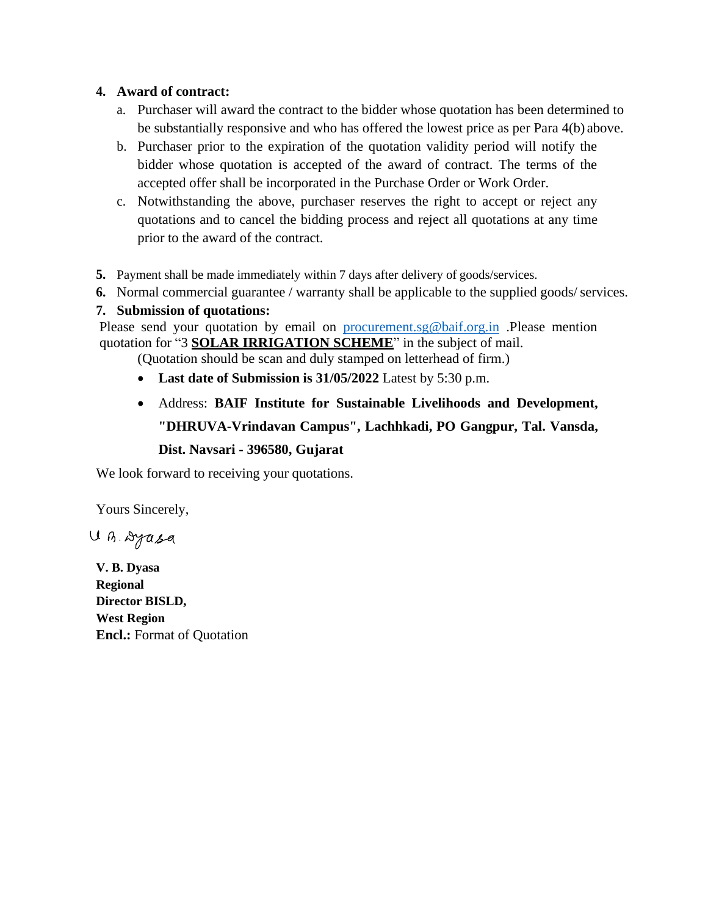4. **Award of contract:**
    a. Purchaser will award the contract to the bidder whose quotation has been determined to be substantially responsive and who has offered the lowest price as per Para 4(b) above.
    b. Purchaser prior to the expiration of the quotation validity period will notify the bidder whose quotation is accepted of the award of contract. The terms of the accepted offer shall be incorporated in the Purchase Order or Work Order.
    c. Notwithstanding the above, purchaser reserves the right to accept or reject any quotations and to cancel the bidding process and reject all quotations at any time prior to the award of the contract.

5. Payment shall be made immediately within 7 days after delivery of goods/services.
6. Normal commercial guarantee / warranty shall be applicable to the supplied goods/ services.
7. **Submission of quotations:**

Please send your quotation by email on procurement.sg@baif.org.in .Please mention quotation for "3 **SOLAR IRRIGATION SCHEME**" in the subject of mail.

(Quotation should be scan and duly stamped on letterhead of firm.)

- **Last date of Submission is 31/05/2022** Latest by 5:30 p.m.
- Address: **BAIF Institute for Sustainable Livelihoods and Development, "DHRUVA-Vrindavan Campus", Lachhkadi, PO Gangpur, Tal. Vansda, Dist. Navsari - 396580, Gujarat**

We look forward to receiving your quotations.

Yours Sincerely,

V B. Dyasa

**V. B. Dyasa**
**Regional**
**Director BISLD,**
**West Region**
**Encl.:** Format of Quotation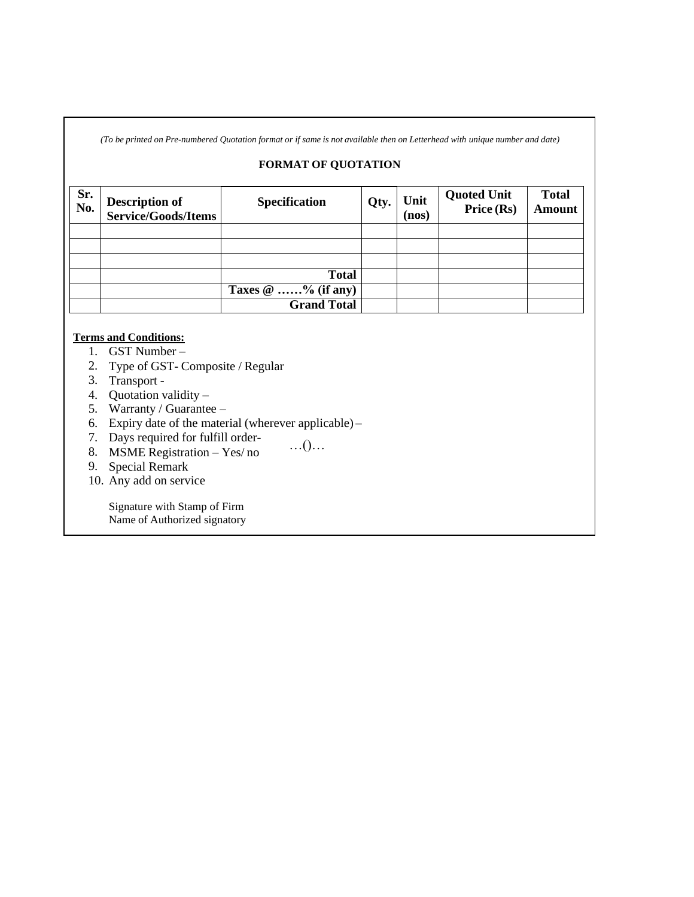*(To be printed on Pre-numbered Quotation format or if same is not available then on Letterhead with unique number and date)*

**FORMAT OF QUOTATION**

| **Sr. No.** | **Description of Service/Goods/Items** | **Specification** | **Qty.** | **Unit (nos)** | **Quoted Unit Price (Rs)** | **Total Amount** |
|---|---|---|---|---|---|---|
| | | | | | | |
| | | | | | | |
| | | | | | | |
| | | **Total** | | | | |
| | | **Taxes @ ……% (if any)** | | | | |
| | | **Grand Total** | | | | |

**Terms and Conditions:**

1. GST Number –
2. Type of GST- Composite / Regular
3. Transport -
4. Quotation validity –
5. Warranty / Guarantee –
6. Expiry date of the material (wherever applicable) –
7. Days required for fulfill order-
8. MSME Registration – Yes/ no …()…
9. Special Remark
10. Any add on service

Signature with Stamp of Firm
Name of Authorized signatory